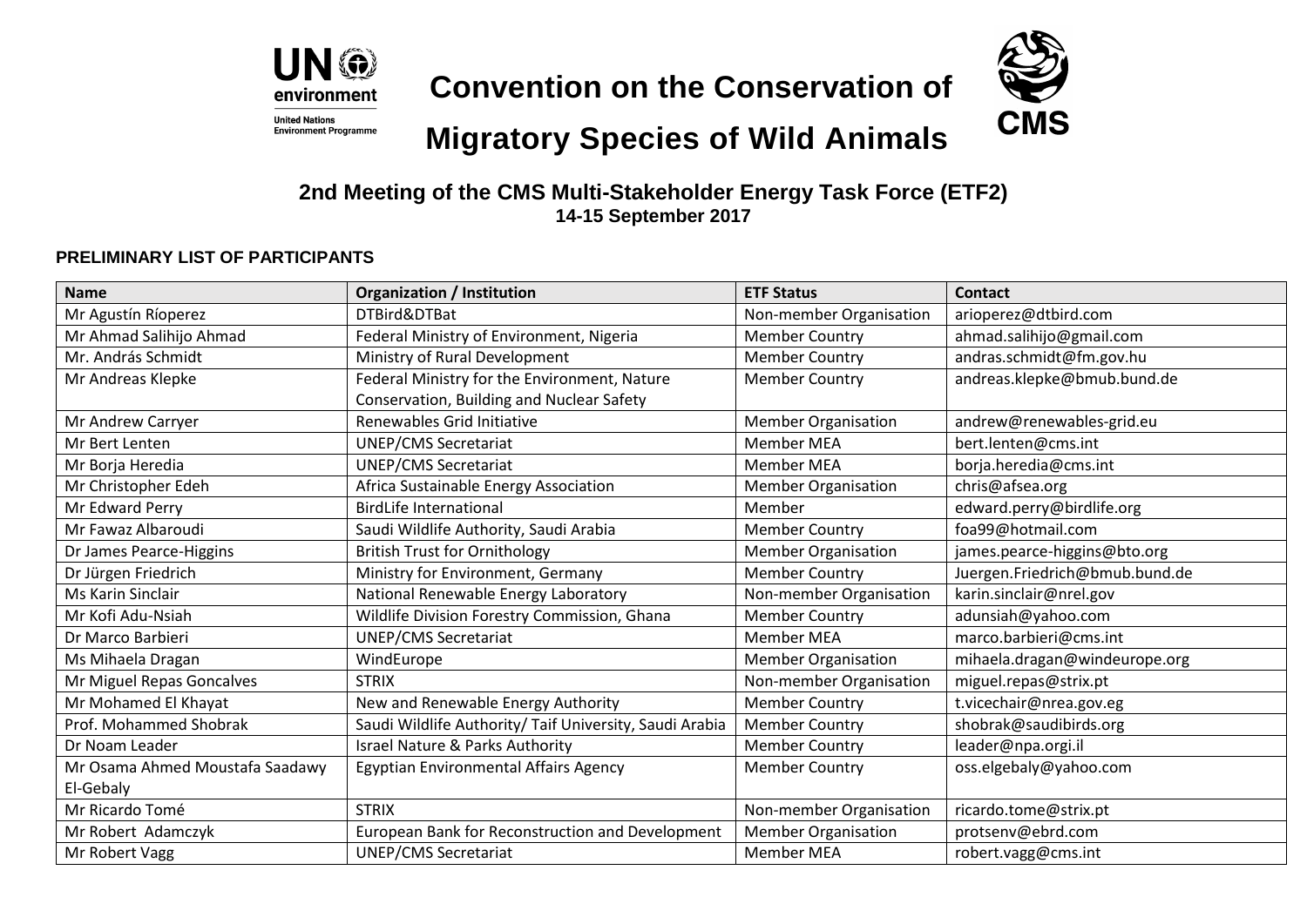# Convention on the Conservation of Migratory Species of Wild Animals

## 2nd Meeting of the CMS Multi-Stakeholder Energy Task Force (ETF2)

**14-15 September 2017**

### PRELIMINARY LIST OF PARTICIPANTS

| Name | Organization / Institution | ETF Status | Contact |
|---|---|---|---|
| Mr Agustín Ríoperez | DTBird&DTBat | Non-member Organisation | arioperez@dtbird.com |
| Mr Ahmad Salihijo Ahmad | Federal Ministry of Environment, Nigeria | Member Country | ahmad.salihijo@gmail.com |
| Mr. András Schmidt | Ministry of Rural Development | Member Country | andras.schmidt@fm.gov.hu |
| Mr Andreas Klepke | Federal Ministry for the Environment, Nature Conservation, Building and Nuclear Safety | Member Country | andreas.klepke@bmub.bund.de |
| Mr Andrew Carryer | Renewables Grid Initiative | Member Organisation | andrew@renewables-grid.eu |
| Mr Bert Lenten | UNEP/CMS Secretariat | Member MEA | bert.lenten@cms.int |
| Mr Borja Heredia | UNEP/CMS Secretariat | Member MEA | borja.heredia@cms.int |
| Mr Christopher Edeh | Africa Sustainable Energy Association | Member Organisation | chris@afsea.org |
| Mr Edward Perry | BirdLife International | Member | edward.perry@birdlife.org |
| Mr Fawaz Albaroudi | Saudi Wildlife Authority, Saudi Arabia | Member Country | foa99@hotmail.com |
| Dr James Pearce-Higgins | British Trust for Ornithology | Member Organisation | james.pearce-higgins@bto.org |
| Dr Jürgen Friedrich | Ministry for Environment, Germany | Member Country | Juergen.Friedrich@bmub.bund.de |
| Ms Karin Sinclair | National Renewable Energy Laboratory | Non-member Organisation | karin.sinclair@nrel.gov |
| Mr Kofi Adu-Nsiah | Wildlife Division Forestry Commission, Ghana | Member Country | adunsiah@yahoo.com |
| Dr Marco Barbieri | UNEP/CMS Secretariat | Member MEA | marco.barbieri@cms.int |
| Ms Mihaela Dragan | WindEurope | Member Organisation | mihaela.dragan@windeurope.org |
| Mr Miguel Repas Goncalves | STRIX | Non-member Organisation | miguel.repas@strix.pt |
| Mr Mohamed El Khayat | New and Renewable Energy Authority | Member Country | t.vicechair@nrea.gov.eg |
| Prof. Mohammed Shobrak | Saudi Wildlife Authority/ Taif University, Saudi Arabia | Member Country | shobrak@saudibirds.org |
| Dr Noam Leader | Israel Nature & Parks Authority | Member Country | leader@npa.orgi.il |
| Mr Osama Ahmed Moustafa Saadawy El-Gebaly | Egyptian Environmental Affairs Agency | Member Country | oss.elgebaly@yahoo.com |
| Mr Ricardo Tomé | STRIX | Non-member Organisation | ricardo.tome@strix.pt |
| Mr Robert Adamczyk | European Bank for Reconstruction and Development | Member Organisation | protsenv@ebrd.com |
| Mr Robert Vagg | UNEP/CMS Secretariat | Member MEA | robert.vagg@cms.int |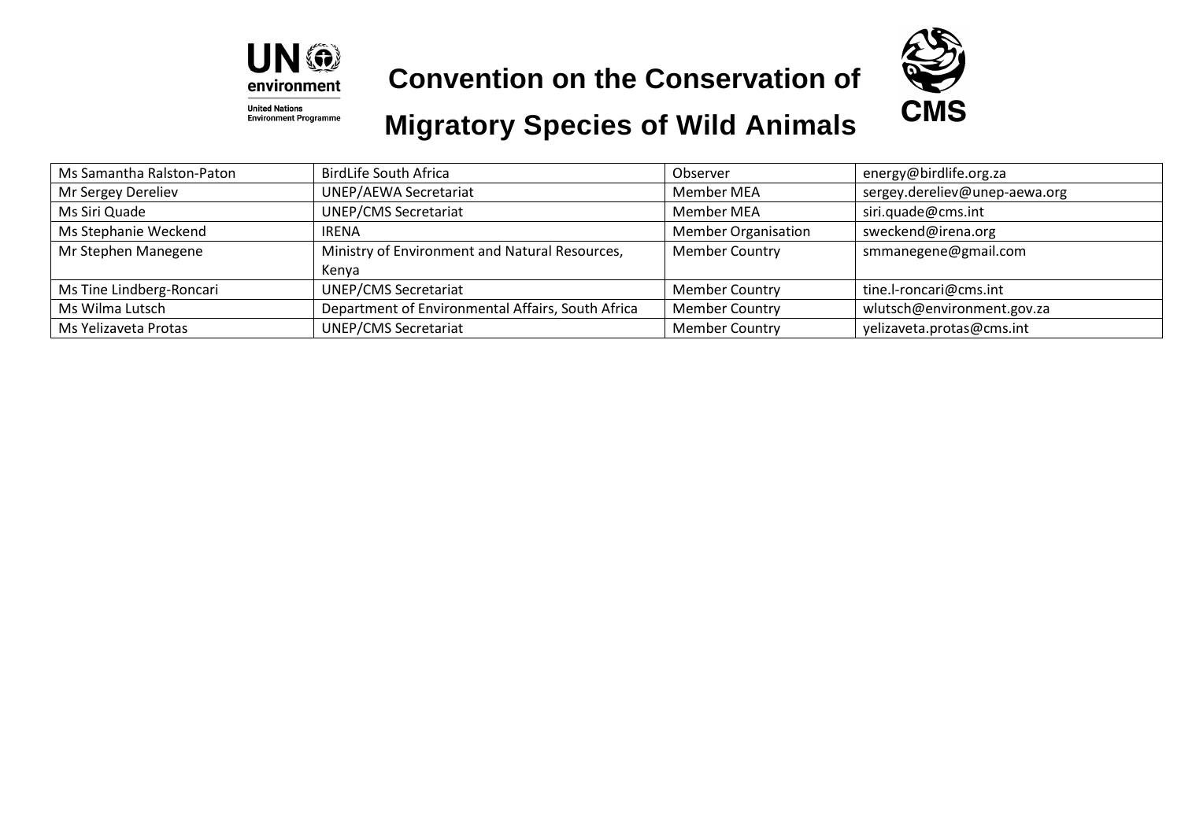**Convention on the Conservation of Migratory Species of Wild Animals**

| | | | |
|---|---|---|---|
| Ms Samantha Ralston-Paton | BirdLife South Africa | Observer | energy@birdlife.org.za |
| Mr Sergey Dereliev | UNEP/AEWA Secretariat | Member MEA | sergey.dereliev@unep-aewa.org |
| Ms Siri Quade | UNEP/CMS Secretariat | Member MEA | siri.quade@cms.int |
| Ms Stephanie Weckend | IRENA | Member Organisation | sweckend@irena.org |
| Mr Stephen Manegene | Ministry of Environment and Natural Resources, Kenya | Member Country | smmanegene@gmail.com |
| Ms Tine Lindberg-Roncari | UNEP/CMS Secretariat | Member Country | tine.l-roncari@cms.int |
| Ms Wilma Lutsch | Department of Environmental Affairs, South Africa | Member Country | wlutsch@environment.gov.za |
| Ms Yelizaveta Protas | UNEP/CMS Secretariat | Member Country | yelizaveta.protas@cms.int |